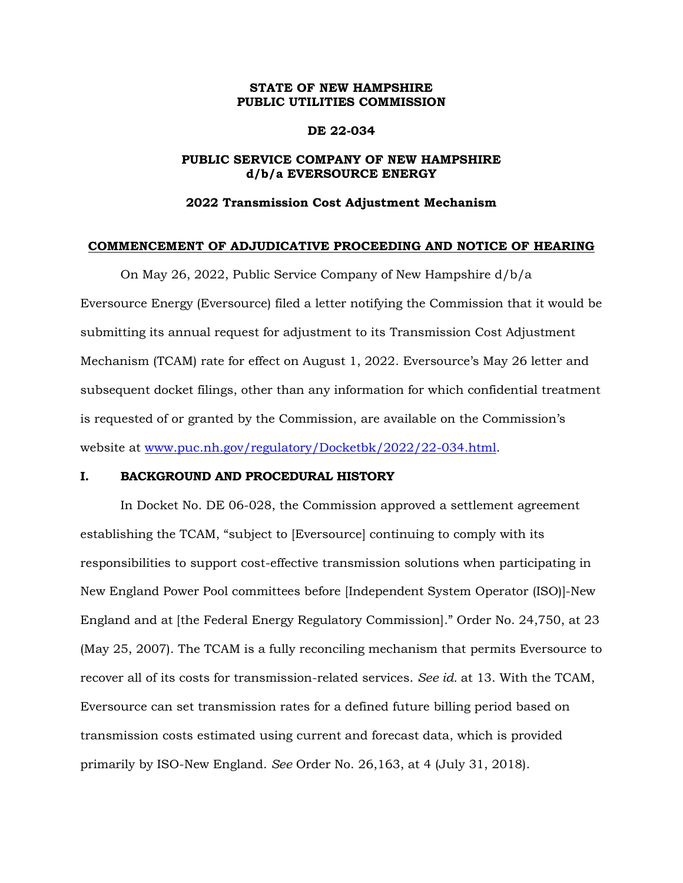**STATE OF NEW HAMPSHIRE**
**PUBLIC UTILITIES COMMISSION**

**DE 22-034**

**PUBLIC SERVICE COMPANY OF NEW HAMPSHIRE**
**d/b/a EVERSOURCE ENERGY**

**2022 Transmission Cost Adjustment Mechanism**

**COMMENCEMENT OF ADJUDICATIVE PROCEEDING AND NOTICE OF HEARING**

On May 26, 2022, Public Service Company of New Hampshire d/b/a Eversource Energy (Eversource) filed a letter notifying the Commission that it would be submitting its annual request for adjustment to its Transmission Cost Adjustment Mechanism (TCAM) rate for effect on August 1, 2022. Eversource's May 26 letter and subsequent docket filings, other than any information for which confidential treatment is requested of or granted by the Commission, are available on the Commission's website at www.puc.nh.gov/regulatory/Docketbk/2022/22-034.html.

## I. BACKGROUND AND PROCEDURAL HISTORY

In Docket No. DE 06-028, the Commission approved a settlement agreement establishing the TCAM, "subject to [Eversource] continuing to comply with its responsibilities to support cost-effective transmission solutions when participating in New England Power Pool committees before [Independent System Operator (ISO)]-New England and at [the Federal Energy Regulatory Commission]." Order No. 24,750, at 23 (May 25, 2007). The TCAM is a fully reconciling mechanism that permits Eversource to recover all of its costs for transmission-related services. *See id.* at 13. With the TCAM, Eversource can set transmission rates for a defined future billing period based on transmission costs estimated using current and forecast data, which is provided primarily by ISO-New England. *See* Order No. 26,163, at 4 (July 31, 2018).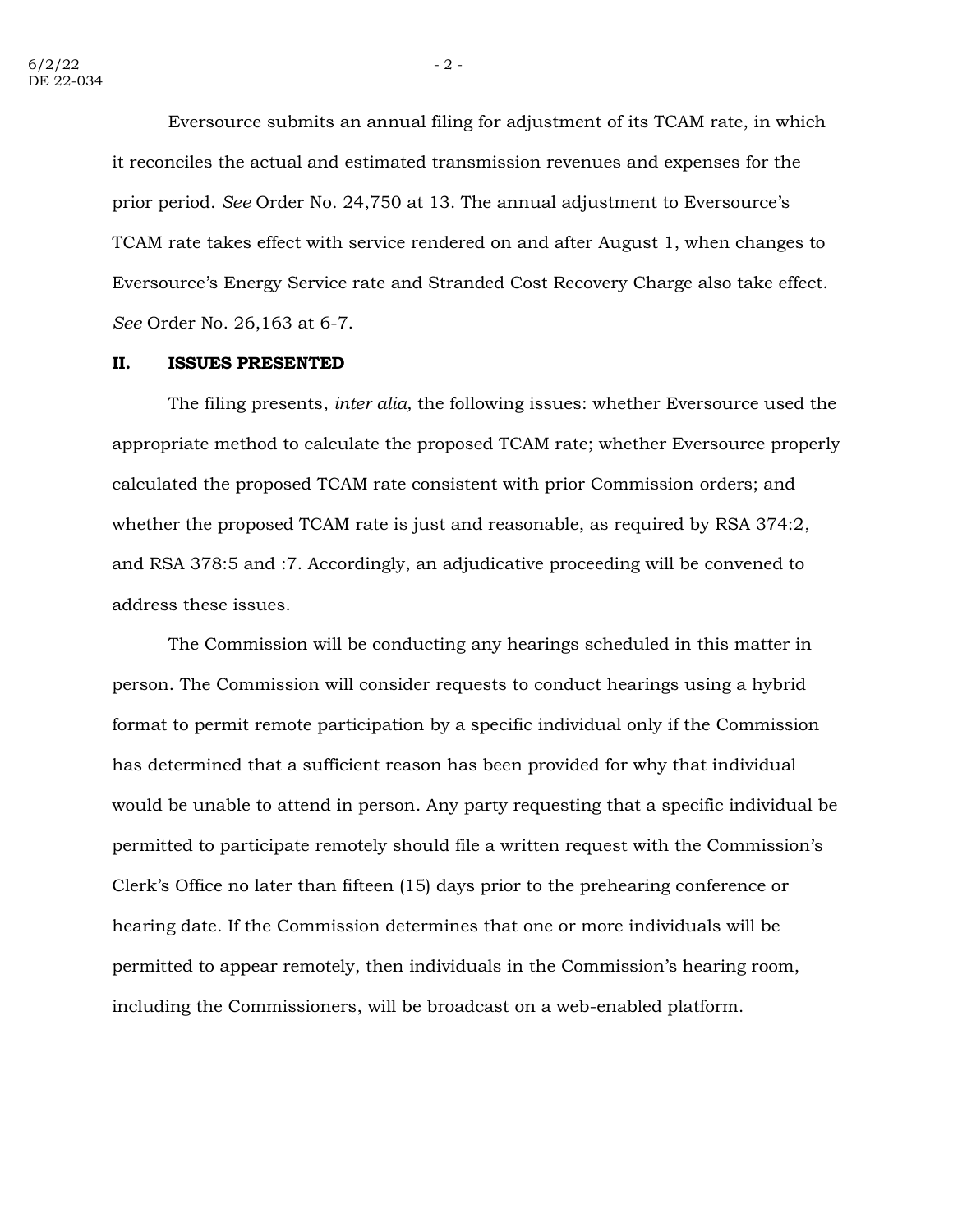Eversource submits an annual filing for adjustment of its TCAM rate, in which it reconciles the actual and estimated transmission revenues and expenses for the prior period. *See* Order No. 24,750 at 13. The annual adjustment to Eversource's TCAM rate takes effect with service rendered on and after August 1, when changes to Eversource's Energy Service rate and Stranded Cost Recovery Charge also take effect. *See* Order No. 26,163 at 6-7.

## II. ISSUES PRESENTED

The filing presents, *inter alia,* the following issues: whether Eversource used the appropriate method to calculate the proposed TCAM rate; whether Eversource properly calculated the proposed TCAM rate consistent with prior Commission orders; and whether the proposed TCAM rate is just and reasonable, as required by RSA 374:2, and RSA 378:5 and :7. Accordingly, an adjudicative proceeding will be convened to address these issues.

The Commission will be conducting any hearings scheduled in this matter in person. The Commission will consider requests to conduct hearings using a hybrid format to permit remote participation by a specific individual only if the Commission has determined that a sufficient reason has been provided for why that individual would be unable to attend in person. Any party requesting that a specific individual be permitted to participate remotely should file a written request with the Commission's Clerk's Office no later than fifteen (15) days prior to the prehearing conference or hearing date. If the Commission determines that one or more individuals will be permitted to appear remotely, then individuals in the Commission's hearing room, including the Commissioners, will be broadcast on a web-enabled platform.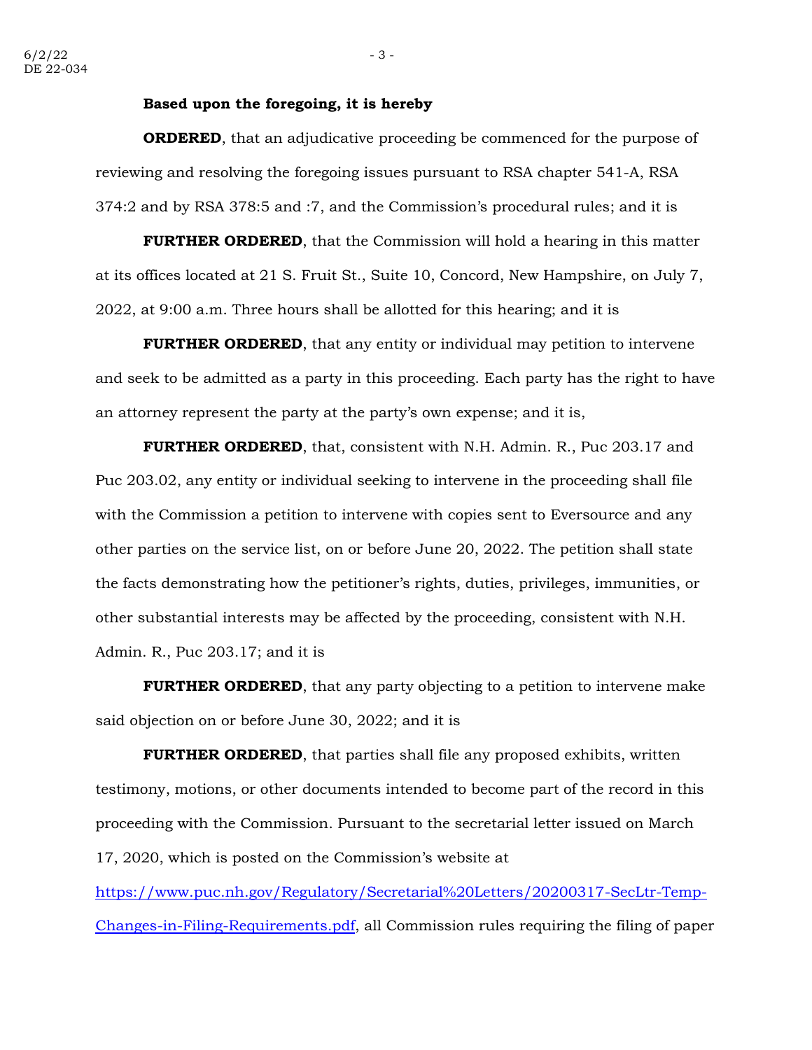**Based upon the foregoing, it is hereby**

**ORDERED**, that an adjudicative proceeding be commenced for the purpose of reviewing and resolving the foregoing issues pursuant to RSA chapter 541-A, RSA 374:2 and by RSA 378:5 and :7, and the Commission's procedural rules; and it is

**FURTHER ORDERED**, that the Commission will hold a hearing in this matter at its offices located at 21 S. Fruit St., Suite 10, Concord, New Hampshire, on July 7, 2022, at 9:00 a.m. Three hours shall be allotted for this hearing; and it is

**FURTHER ORDERED**, that any entity or individual may petition to intervene and seek to be admitted as a party in this proceeding. Each party has the right to have an attorney represent the party at the party's own expense; and it is,

**FURTHER ORDERED**, that, consistent with N.H. Admin. R., Puc 203.17 and Puc 203.02, any entity or individual seeking to intervene in the proceeding shall file with the Commission a petition to intervene with copies sent to Eversource and any other parties on the service list, on or before June 20, 2022. The petition shall state the facts demonstrating how the petitioner's rights, duties, privileges, immunities, or other substantial interests may be affected by the proceeding, consistent with N.H. Admin. R., Puc 203.17; and it is

**FURTHER ORDERED**, that any party objecting to a petition to intervene make said objection on or before June 30, 2022; and it is

**FURTHER ORDERED**, that parties shall file any proposed exhibits, written testimony, motions, or other documents intended to become part of the record in this proceeding with the Commission. Pursuant to the secretarial letter issued on March 17, 2020, which is posted on the Commission's website at [https://www.puc.nh.gov/Regulatory/Secretarial%20Letters/20200317-SecLtr-Temp-Changes-in-Filing-Requirements.pdf](https://www.puc.nh.gov/Regulatory/Secretarial%20Letters/20200317-SecLtr-Temp-Changes-in-Filing-Requirements.pdf), all Commission rules requiring the filing of paper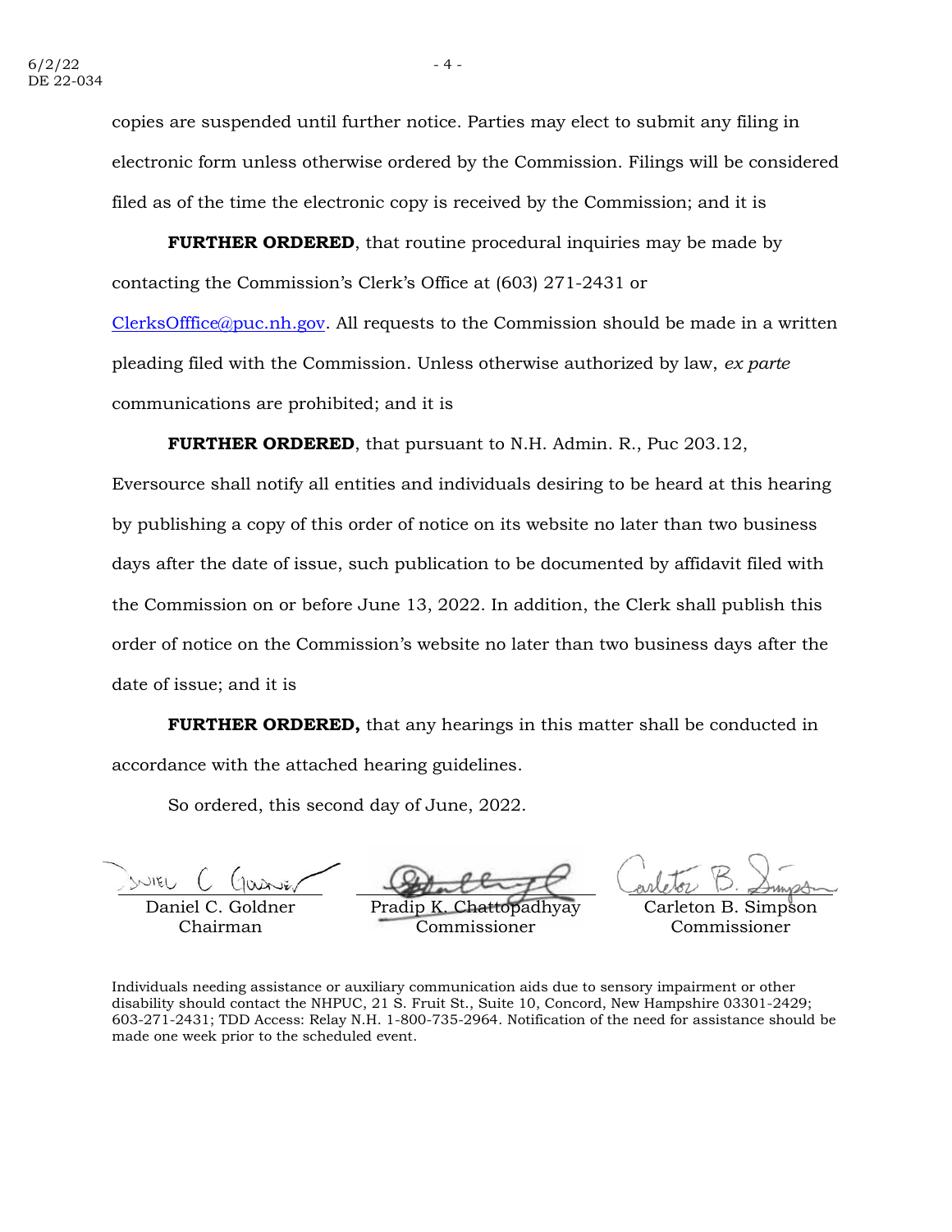copies are suspended until further notice. Parties may elect to submit any filing in electronic form unless otherwise ordered by the Commission. Filings will be considered filed as of the time the electronic copy is received by the Commission; and it is

**FURTHER ORDERED**, that routine procedural inquiries may be made by contacting the Commission's Clerk's Office at (603) 271-2431 or ClerksOfffice@puc.nh.gov. All requests to the Commission should be made in a written pleading filed with the Commission. Unless otherwise authorized by law, *ex parte* communications are prohibited; and it is

**FURTHER ORDERED**, that pursuant to N.H. Admin. R., Puc 203.12, Eversource shall notify all entities and individuals desiring to be heard at this hearing by publishing a copy of this order of notice on its website no later than two business days after the date of issue, such publication to be documented by affidavit filed with the Commission on or before June 13, 2022. In addition, the Clerk shall publish this order of notice on the Commission's website no later than two business days after the date of issue; and it is

**FURTHER ORDERED,** that any hearings in this matter shall be conducted in accordance with the attached hearing guidelines.

So ordered, this second day of June, 2022.

| | | |
|---|---|---|
| Daniel C. Goldner<br>Chairman | Pradip K. Chattopadhyay<br>Commissioner | Carleton B. Simpson<br>Commissioner |

Individuals needing assistance or auxiliary communication aids due to sensory impairment or other disability should contact the NHPUC, 21 S. Fruit St., Suite 10, Concord, New Hampshire 03301-2429; 603-271-2431; TDD Access: Relay N.H. 1-800-735-2964. Notification of the need for assistance should be made one week prior to the scheduled event.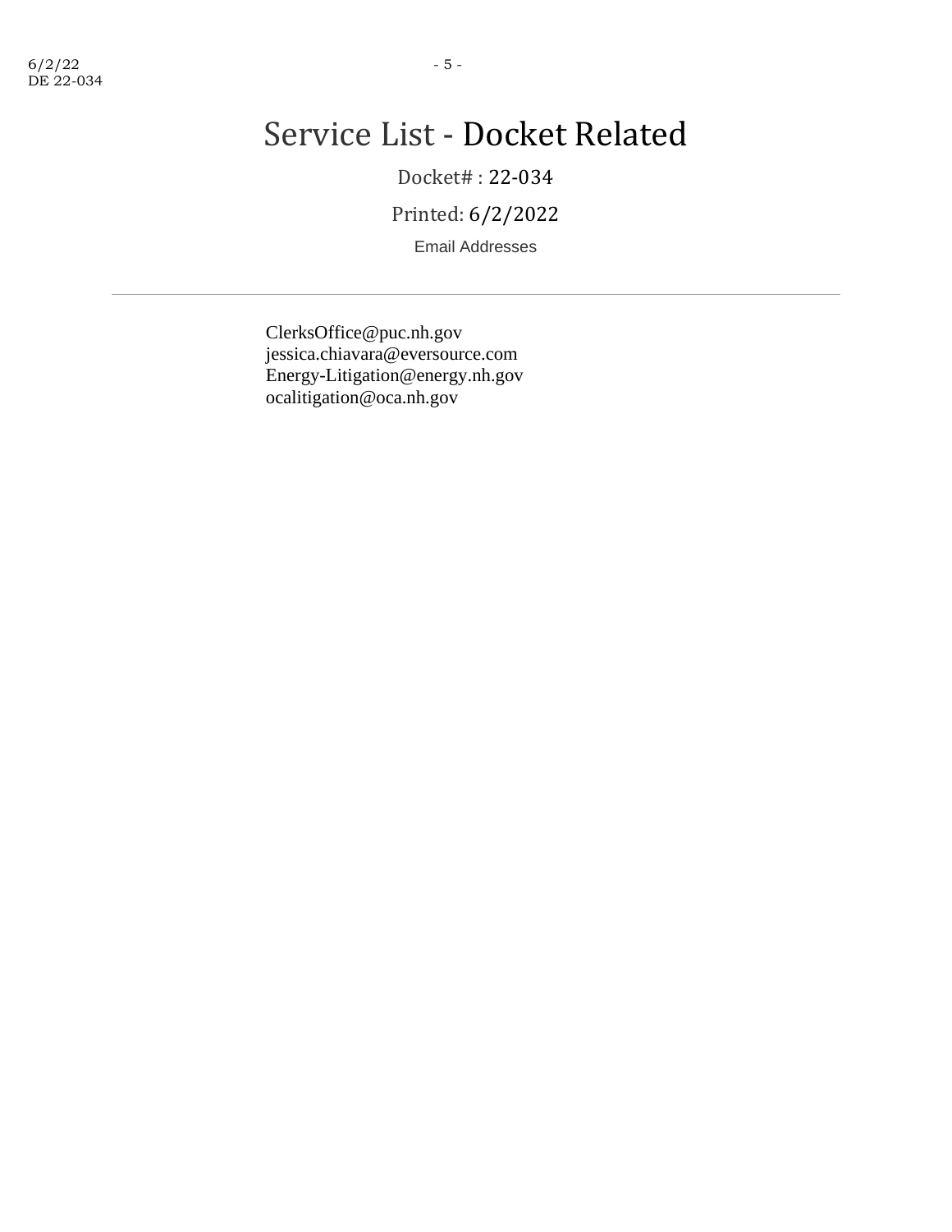# Service List - Docket Related

Docket# : 22-034

Printed: 6/2/2022

Email Addresses

---

ClerksOffice@puc.nh.gov
jessica.chiavara@eversource.com
Energy-Litigation@energy.nh.gov
ocalitigation@oca.nh.gov